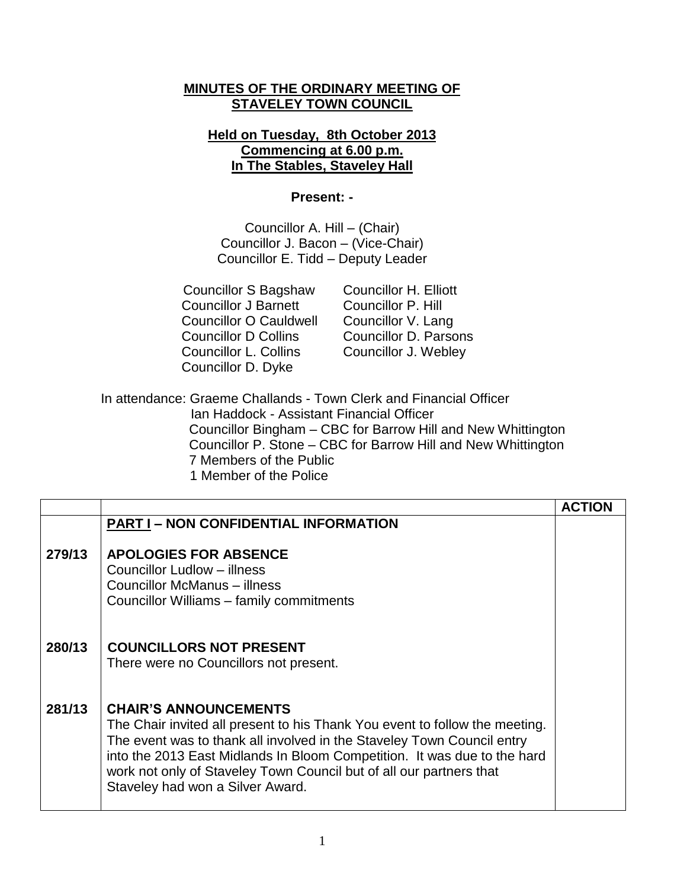**MINUTES OF THE ORDINARY MEETING OF STAVELEY TOWN COUNCIL**

**Held on Tuesday, 8th October 2013**
**Commencing at 6.00 p.m.**
**In The Stables, Staveley Hall**

**Present: -**

Councillor A. Hill – (Chair)
Councillor J. Bacon – (Vice-Chair)
Councillor E. Tidd – Deputy Leader

Councillor S Bagshaw
Councillor J Barnett
Councillor O Cauldwell
Councillor D Collins
Councillor L. Collins
Councillor D. Dyke
Councillor H. Elliott
Councillor P. Hill
Councillor V. Lang
Councillor D. Parsons
Councillor J. Webley

In attendance: Graeme Challands - Town Clerk and Financial Officer
Ian Haddock - Assistant Financial Officer
Councillor Bingham – CBC for Barrow Hill and New Whittington
Councillor P. Stone – CBC for Barrow Hill and New Whittington
7 Members of the Public
1 Member of the Police

| | | ACTION |
|---|---|---|
| | **PART I – NON CONFIDENTIAL INFORMATION** | |
| **279/13** | **APOLOGIES FOR ABSENCE**<br>Councillor Ludlow – illness<br>Councillor McManus – illness<br>Councillor Williams – family commitments | |
| **280/13** | **COUNCILLORS NOT PRESENT**<br>There were no Councillors not present. | |
| **281/13** | **CHAIR'S ANNOUNCEMENTS**<br>The Chair invited all present to his Thank You event to follow the meeting. The event was to thank all involved in the Staveley Town Council entry into the 2013 East Midlands In Bloom Competition. It was due to the hard work not only of Staveley Town Council but of all our partners that Staveley had won a Silver Award. | |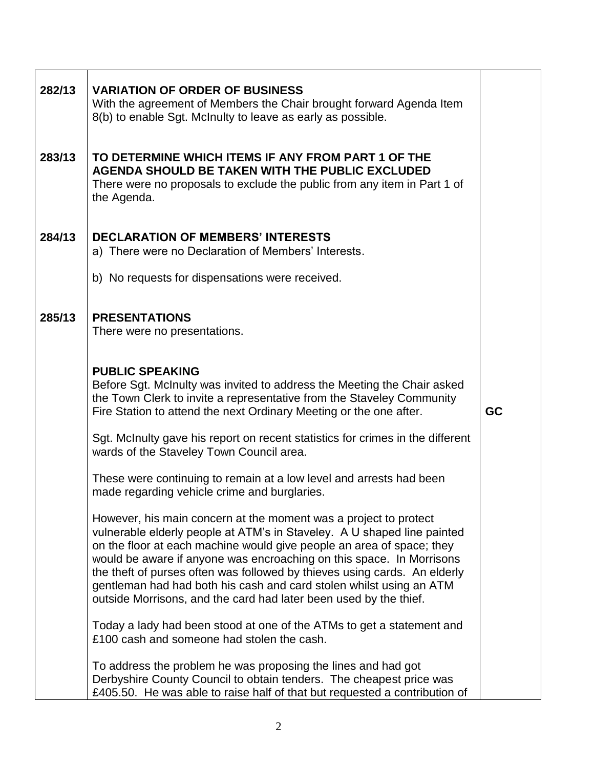| | | |
|---|---|---|
| 282/13 | **VARIATION OF ORDER OF BUSINESS**<br>With the agreement of Members the Chair brought forward Agenda Item 8(b) to enable Sgt. McInulty to leave as early as possible. | |
| 283/13 | **TO DETERMINE WHICH ITEMS IF ANY FROM PART 1 OF THE AGENDA SHOULD BE TAKEN WITH THE PUBLIC EXCLUDED**<br>There were no proposals to exclude the public from any item in Part 1 of the Agenda. | |
| 284/13 | **DECLARATION OF MEMBERS' INTERESTS**<br>a) There were no Declaration of Members' Interests.<br><br>b) No requests for dispensations were received. | |
| 285/13 | **PRESENTATIONS**<br>There were no presentations. | |
| | **PUBLIC SPEAKING**<br>Before Sgt. McInulty was invited to address the Meeting the Chair asked the Town Clerk to invite a representative from the Staveley Community Fire Station to attend the next Ordinary Meeting or the one after. | **GC** |
| | Sgt. McInulty gave his report on recent statistics for crimes in the different wards of the Staveley Town Council area.<br><br>These were continuing to remain at a low level and arrests had been made regarding vehicle crime and burglaries.<br><br>However, his main concern at the moment was a project to protect vulnerable elderly people at ATM's in Staveley. A U shaped line painted on the floor at each machine would give people an area of space; they would be aware if anyone was encroaching on this space. In Morrisons the theft of purses often was followed by thieves using cards. An elderly gentleman had had both his cash and card stolen whilst using an ATM outside Morrisons, and the card had later been used by the thief.<br><br>Today a lady had been stood at one of the ATMs to get a statement and £100 cash and someone had stolen the cash.<br><br>To address the problem he was proposing the lines and had got Derbyshire County Council to obtain tenders. The cheapest price was £405.50. He was able to raise half of that but requested a contribution of | |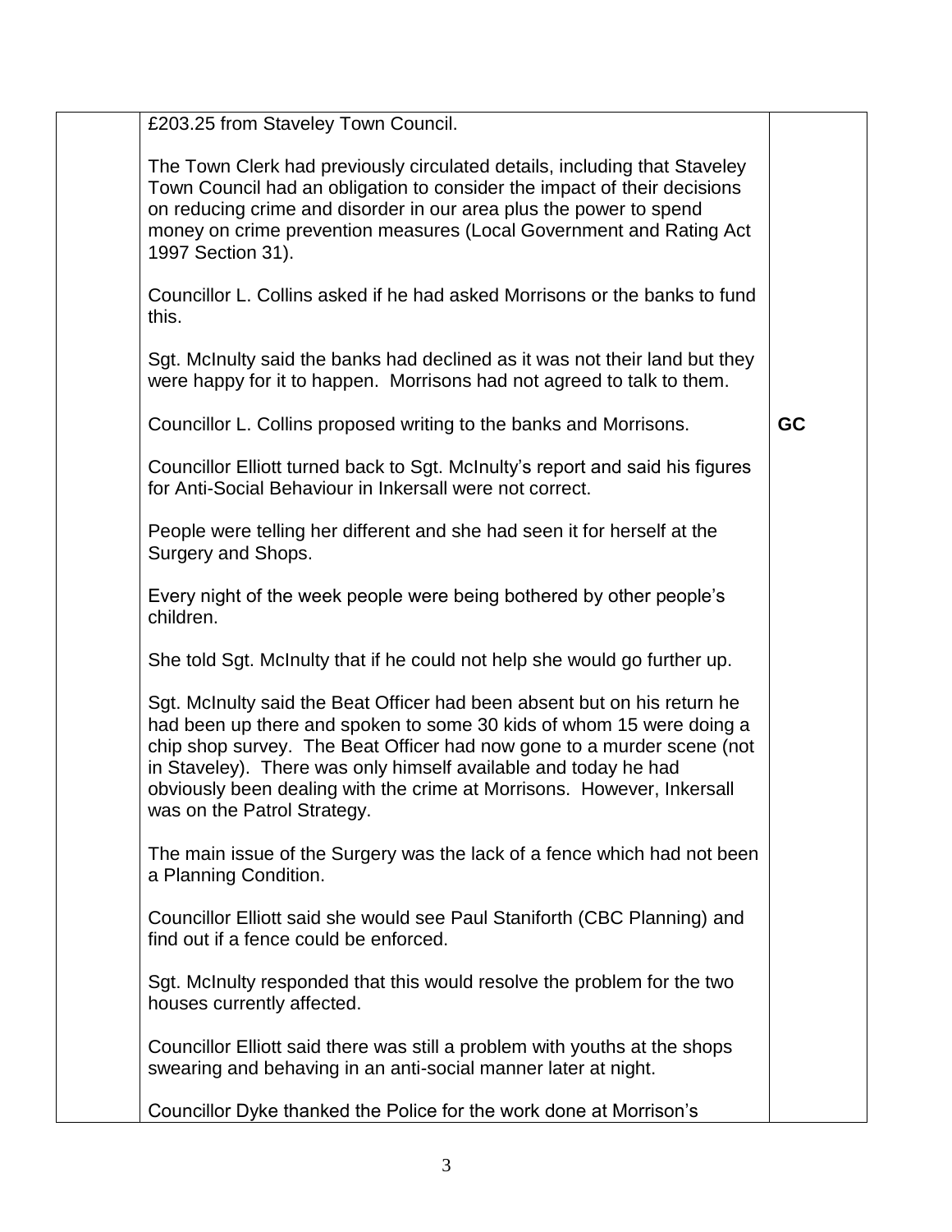|  | £203.25 from Staveley Town Council.<br><br>The Town Clerk had previously circulated details, including that Staveley Town Council had an obligation to consider the impact of their decisions on reducing crime and disorder in our area plus the power to spend money on crime prevention measures (Local Government and Rating Act 1997 Section 31).<br><br>Councillor L. Collins asked if he had asked Morrisons or the banks to fund this.<br><br>Sgt. McInulty said the banks had declined as it was not their land but they were happy for it to happen. Morrisons had not agreed to talk to them. |  |
|---|---|---|
|  | Councillor L. Collins proposed writing to the banks and Morrisons. | **GC** |
|  | Councillor Elliott turned back to Sgt. McInulty's report and said his figures for Anti-Social Behaviour in Inkersall were not correct.<br><br>People were telling her different and she had seen it for herself at the Surgery and Shops.<br><br>Every night of the week people were being bothered by other people's children.<br><br>She told Sgt. McInulty that if he could not help she would go further up.<br><br>Sgt. McInulty said the Beat Officer had been absent but on his return he had been up there and spoken to some 30 kids of whom 15 were doing a chip shop survey. The Beat Officer had now gone to a murder scene (not in Staveley). There was only himself available and today he had obviously been dealing with the crime at Morrisons. However, Inkersall was on the Patrol Strategy.<br><br>The main issue of the Surgery was the lack of a fence which had not been a Planning Condition.<br><br>Councillor Elliott said she would see Paul Staniforth (CBC Planning) and find out if a fence could be enforced.<br><br>Sgt. McInulty responded that this would resolve the problem for the two houses currently affected.<br><br>Councillor Elliott said there was still a problem with youths at the shops swearing and behaving in an anti-social manner later at night.<br><br>Councillor Dyke thanked the Police for the work done at Morrison's |  |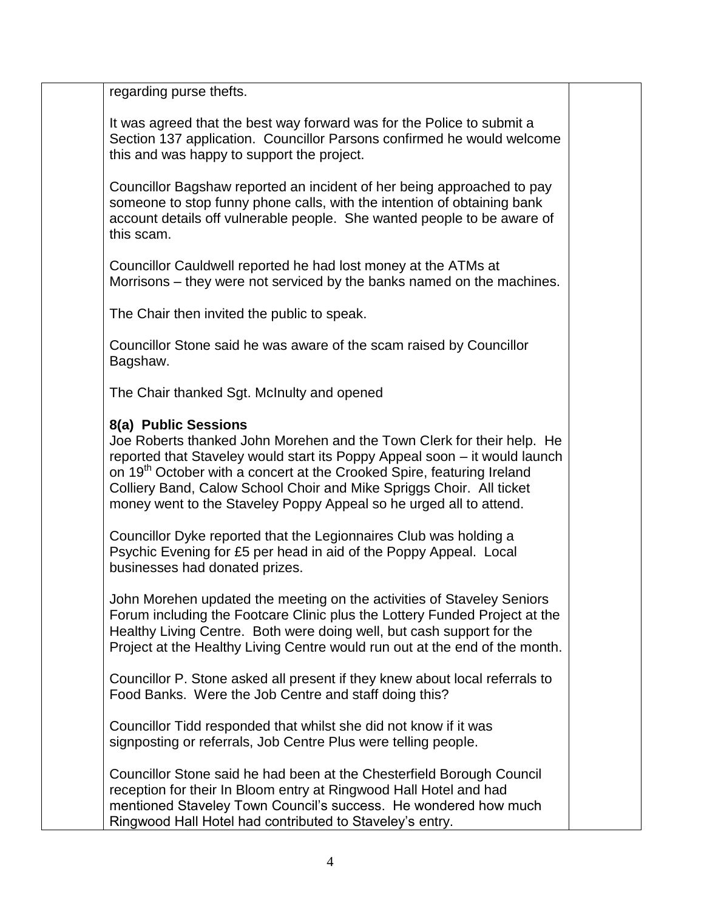regarding purse thefts.

It was agreed that the best way forward was for the Police to submit a Section 137 application. Councillor Parsons confirmed he would welcome this and was happy to support the project.

Councillor Bagshaw reported an incident of her being approached to pay someone to stop funny phone calls, with the intention of obtaining bank account details off vulnerable people. She wanted people to be aware of this scam.

Councillor Cauldwell reported he had lost money at the ATMs at Morrisons – they were not serviced by the banks named on the machines.

The Chair then invited the public to speak.

Councillor Stone said he was aware of the scam raised by Councillor Bagshaw.

The Chair thanked Sgt. McInulty and opened

**8(a) Public Sessions**

Joe Roberts thanked John Morehen and the Town Clerk for their help. He reported that Staveley would start its Poppy Appeal soon – it would launch on 19th October with a concert at the Crooked Spire, featuring Ireland Colliery Band, Calow School Choir and Mike Spriggs Choir. All ticket money went to the Staveley Poppy Appeal so he urged all to attend.

Councillor Dyke reported that the Legionnaires Club was holding a Psychic Evening for £5 per head in aid of the Poppy Appeal. Local businesses had donated prizes.

John Morehen updated the meeting on the activities of Staveley Seniors Forum including the Footcare Clinic plus the Lottery Funded Project at the Healthy Living Centre. Both were doing well, but cash support for the Project at the Healthy Living Centre would run out at the end of the month.

Councillor P. Stone asked all present if they knew about local referrals to Food Banks. Were the Job Centre and staff doing this?

Councillor Tidd responded that whilst she did not know if it was signposting or referrals, Job Centre Plus were telling people.

Councillor Stone said he had been at the Chesterfield Borough Council reception for their In Bloom entry at Ringwood Hall Hotel and had mentioned Staveley Town Council's success. He wondered how much Ringwood Hall Hotel had contributed to Staveley's entry.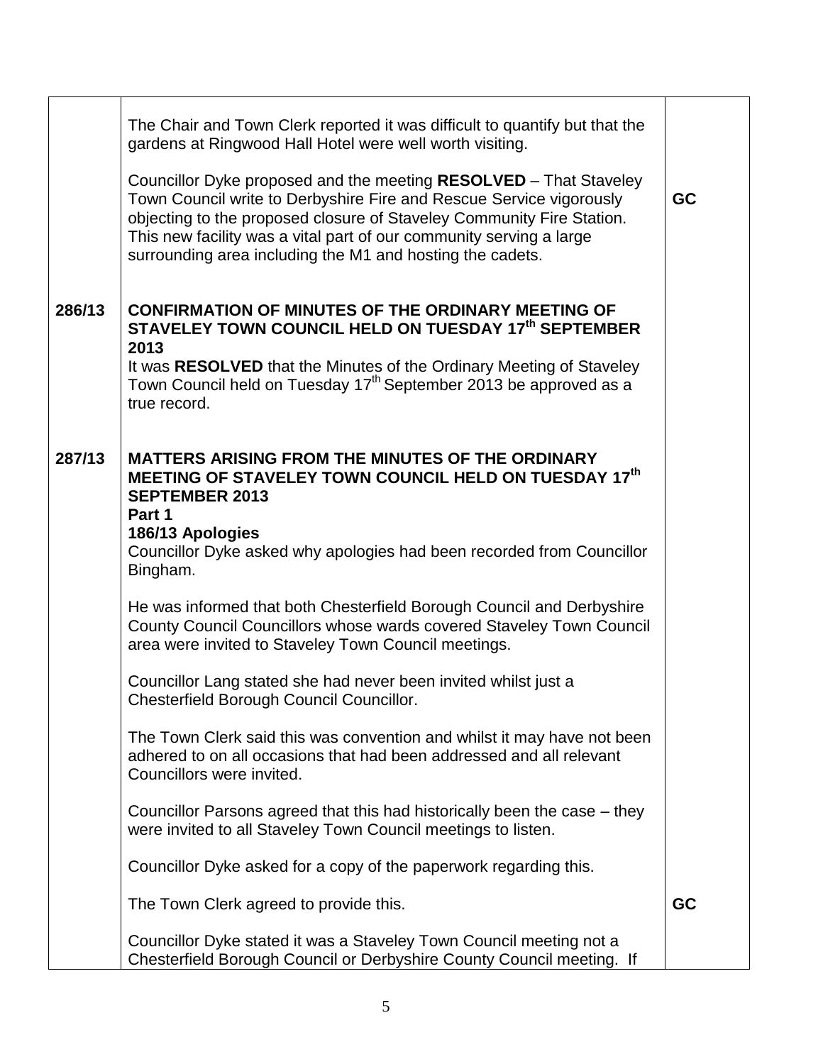| | | |
|---|---|---|
| | The Chair and Town Clerk reported it was difficult to quantify but that the gardens at Ringwood Hall Hotel were well worth visiting.<br><br>Councillor Dyke proposed and the meeting **RESOLVED** – That Staveley Town Council write to Derbyshire Fire and Rescue Service vigorously objecting to the proposed closure of Staveley Community Fire Station. This new facility was a vital part of our community serving a large surrounding area including the M1 and hosting the cadets. | **GC** |
| **286/13** | **CONFIRMATION OF MINUTES OF THE ORDINARY MEETING OF STAVELEY TOWN COUNCIL HELD ON TUESDAY 17th SEPTEMBER 2013**<br>It was **RESOLVED** that the Minutes of the Ordinary Meeting of Staveley Town Council held on Tuesday 17th September 2013 be approved as a true record. | |
| **287/13** | **MATTERS ARISING FROM THE MINUTES OF THE ORDINARY MEETING OF STAVELEY TOWN COUNCIL HELD ON TUESDAY 17th SEPTEMBER 2013**<br>**Part 1**<br>**186/13 Apologies**<br>Councillor Dyke asked why apologies had been recorded from Councillor Bingham.<br><br>He was informed that both Chesterfield Borough Council and Derbyshire County Council Councillors whose wards covered Staveley Town Council area were invited to Staveley Town Council meetings.<br><br>Councillor Lang stated she had never been invited whilst just a Chesterfield Borough Council Councillor.<br><br>The Town Clerk said this was convention and whilst it may have not been adhered to on all occasions that had been addressed and all relevant Councillors were invited.<br><br>Councillor Parsons agreed that this had historically been the case – they were invited to all Staveley Town Council meetings to listen.<br><br>Councillor Dyke asked for a copy of the paperwork regarding this. | |
| | The Town Clerk agreed to provide this. | **GC** |
| | Councillor Dyke stated it was a Staveley Town Council meeting not a Chesterfield Borough Council or Derbyshire County Council meeting. If | |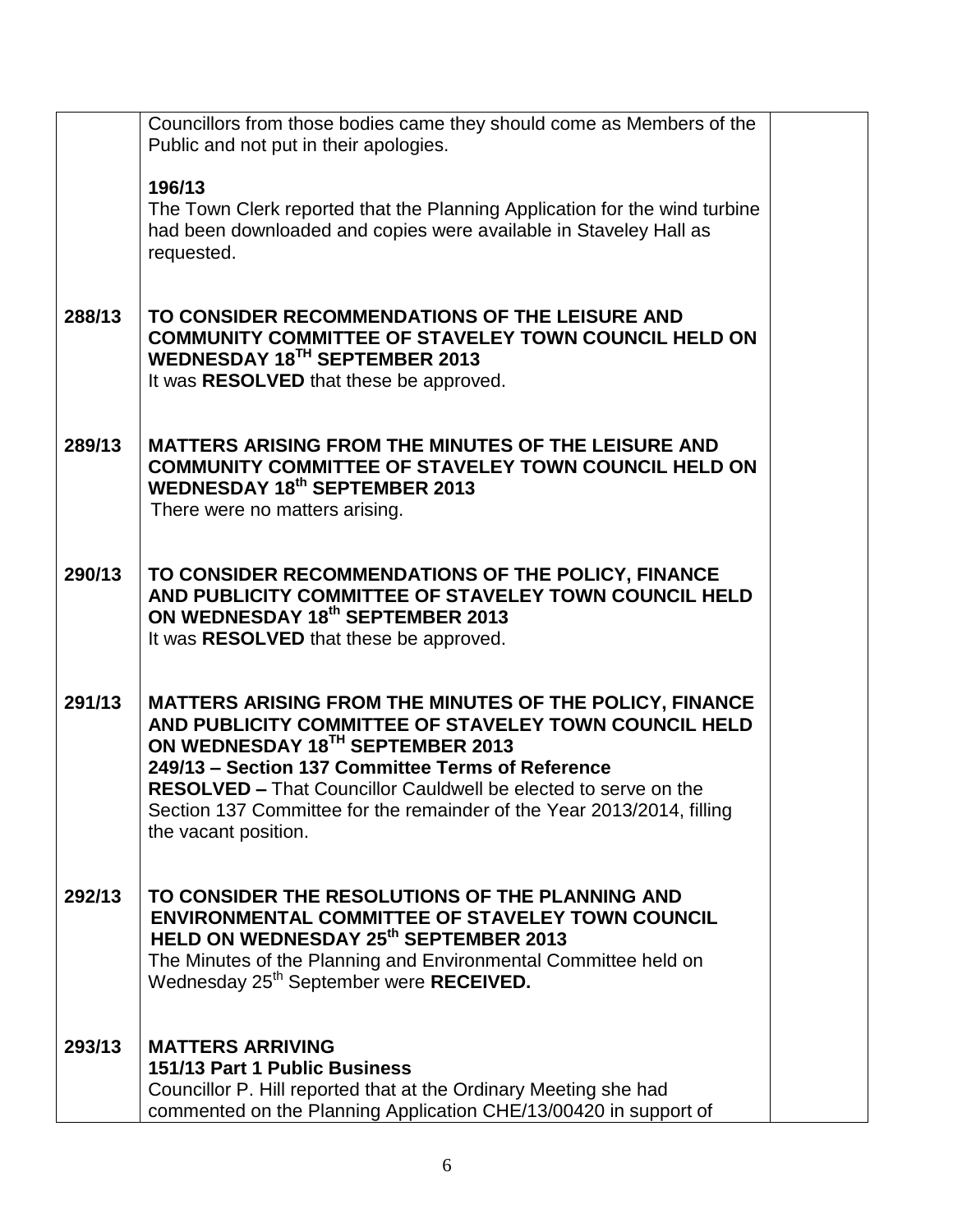| | | |
|---|---|---|
| | Councillors from those bodies came they should come as Members of the Public and not put in their apologies.<br><br>**196/13**<br>The Town Clerk reported that the Planning Application for the wind turbine had been downloaded and copies were available in Staveley Hall as requested. | |
| **288/13** | **TO CONSIDER RECOMMENDATIONS OF THE LEISURE AND COMMUNITY COMMITTEE OF STAVELEY TOWN COUNCIL HELD ON WEDNESDAY 18TH SEPTEMBER 2013**<br>It was **RESOLVED** that these be approved. | |
| **289/13** | **MATTERS ARISING FROM THE MINUTES OF THE LEISURE AND COMMUNITY COMMITTEE OF STAVELEY TOWN COUNCIL HELD ON WEDNESDAY 18th SEPTEMBER 2013**<br>There were no matters arising. | |
| **290/13** | **TO CONSIDER RECOMMENDATIONS OF THE POLICY, FINANCE AND PUBLICITY COMMITTEE OF STAVELEY TOWN COUNCIL HELD ON WEDNESDAY 18th SEPTEMBER 2013**<br>It was **RESOLVED** that these be approved. | |
| **291/13** | **MATTERS ARISING FROM THE MINUTES OF THE POLICY, FINANCE AND PUBLICITY COMMITTEE OF STAVELEY TOWN COUNCIL HELD ON WEDNESDAY 18TH SEPTEMBER 2013**<br>**249/13 – Section 137 Committee Terms of Reference**<br>**RESOLVED –** That Councillor Cauldwell be elected to serve on the Section 137 Committee for the remainder of the Year 2013/2014, filling the vacant position. | |
| **292/13** | **TO CONSIDER THE RESOLUTIONS OF THE PLANNING AND ENVIRONMENTAL COMMITTEE OF STAVELEY TOWN COUNCIL HELD ON WEDNESDAY 25th SEPTEMBER 2013**<br>The Minutes of the Planning and Environmental Committee held on Wednesday 25th September were **RECEIVED.** | |
| **293/13** | **MATTERS ARRIVING**<br>**151/13 Part 1 Public Business**<br>Councillor P. Hill reported that at the Ordinary Meeting she had commented on the Planning Application CHE/13/00420 in support of | |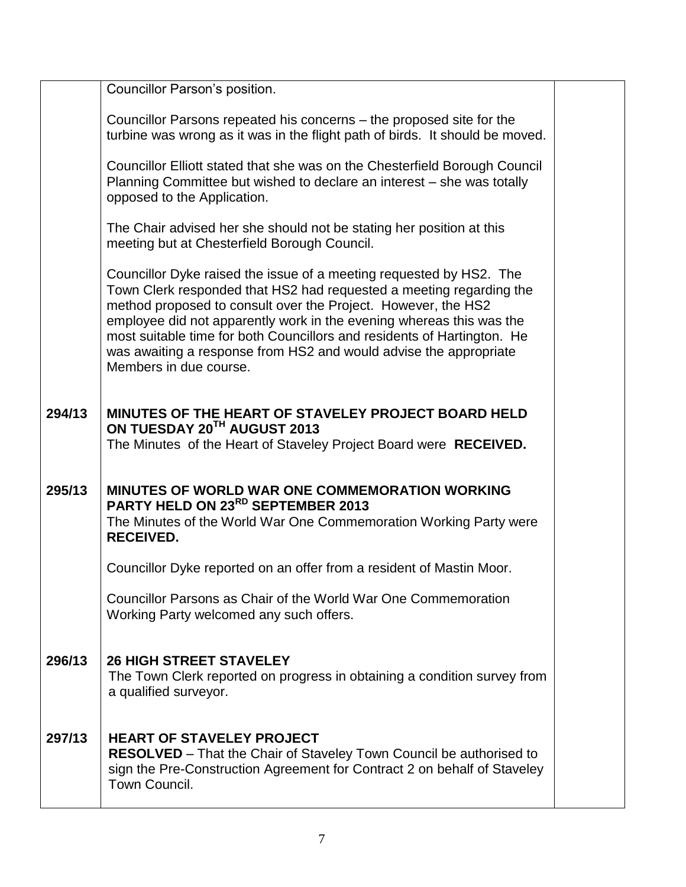| | | |
|---|---|---|
| | Councillor Parson's position.<br><br>Councillor Parsons repeated his concerns – the proposed site for the turbine was wrong as it was in the flight path of birds. It should be moved.<br><br>Councillor Elliott stated that she was on the Chesterfield Borough Council Planning Committee but wished to declare an interest – she was totally opposed to the Application.<br><br>The Chair advised her she should not be stating her position at this meeting but at Chesterfield Borough Council.<br><br>Councillor Dyke raised the issue of a meeting requested by HS2. The Town Clerk responded that HS2 had requested a meeting regarding the method proposed to consult over the Project. However, the HS2 employee did not apparently work in the evening whereas this was the most suitable time for both Councillors and residents of Hartington. He was awaiting a response from HS2 and would advise the appropriate Members in due course. | |
| **294/13** | **MINUTES OF THE HEART OF STAVELEY PROJECT BOARD HELD ON TUESDAY 20TH AUGUST 2013**<br>The Minutes of the Heart of Staveley Project Board were **RECEIVED.** | |
| **295/13** | **MINUTES OF WORLD WAR ONE COMMEMORATION WORKING PARTY HELD ON 23RD SEPTEMBER 2013**<br>The Minutes of the World War One Commemoration Working Party were **RECEIVED.**<br><br>Councillor Dyke reported on an offer from a resident of Mastin Moor.<br><br>Councillor Parsons as Chair of the World War One Commemoration Working Party welcomed any such offers. | |
| **296/13** | **26 HIGH STREET STAVELEY**<br>The Town Clerk reported on progress in obtaining a condition survey from a qualified surveyor. | |
| **297/13** | **HEART OF STAVELEY PROJECT**<br>**RESOLVED** – That the Chair of Staveley Town Council be authorised to sign the Pre-Construction Agreement for Contract 2 on behalf of Staveley Town Council. | |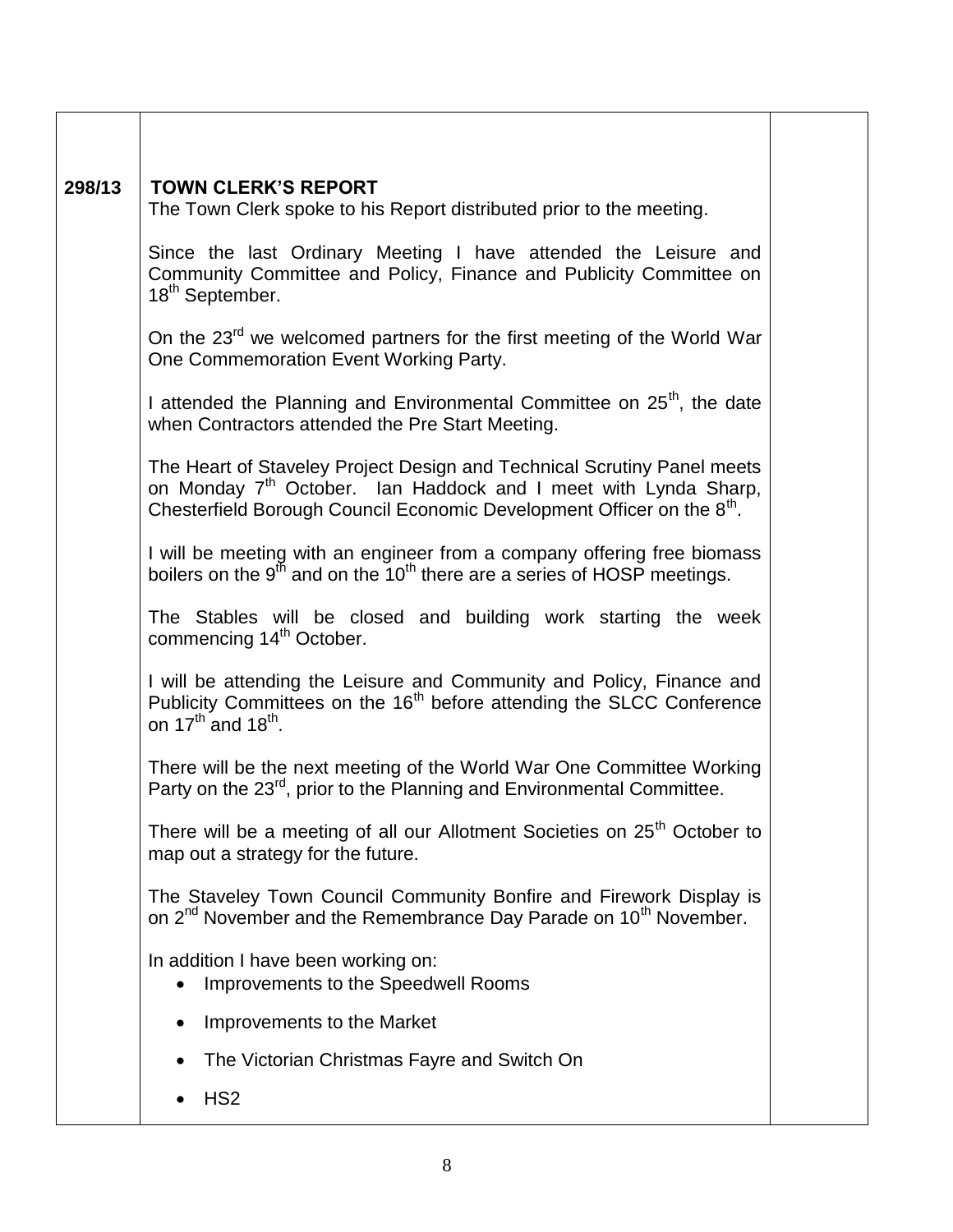| | | |
|---|---|---|
| 298/13 | **TOWN CLERK'S REPORT**<br>The Town Clerk spoke to his Report distributed prior to the meeting.<br><br>Since the last Ordinary Meeting I have attended the Leisure and Community Committee and Policy, Finance and Publicity Committee on 18th September.<br><br>On the 23rd we welcomed partners for the first meeting of the World War One Commemoration Event Working Party.<br><br>I attended the Planning and Environmental Committee on 25th, the date when Contractors attended the Pre Start Meeting.<br><br>The Heart of Staveley Project Design and Technical Scrutiny Panel meets on Monday 7th October. Ian Haddock and I meet with Lynda Sharp, Chesterfield Borough Council Economic Development Officer on the 8th.<br><br>I will be meeting with an engineer from a company offering free biomass boilers on the 9th and on the 10th there are a series of HOSP meetings.<br><br>The Stables will be closed and building work starting the week commencing 14th October.<br><br>I will be attending the Leisure and Community and Policy, Finance and Publicity Committees on the 16th before attending the SLCC Conference on 17th and 18th.<br><br>There will be the next meeting of the World War One Committee Working Party on the 23rd, prior to the Planning and Environmental Committee.<br><br>There will be a meeting of all our Allotment Societies on 25th October to map out a strategy for the future.<br><br>The Staveley Town Council Community Bonfire and Firework Display is on 2nd November and the Remembrance Day Parade on 10th November.<br><br>In addition I have been working on:<br>• Improvements to the Speedwell Rooms<br>• Improvements to the Market<br>• The Victorian Christmas Fayre and Switch On<br>• HS2 | |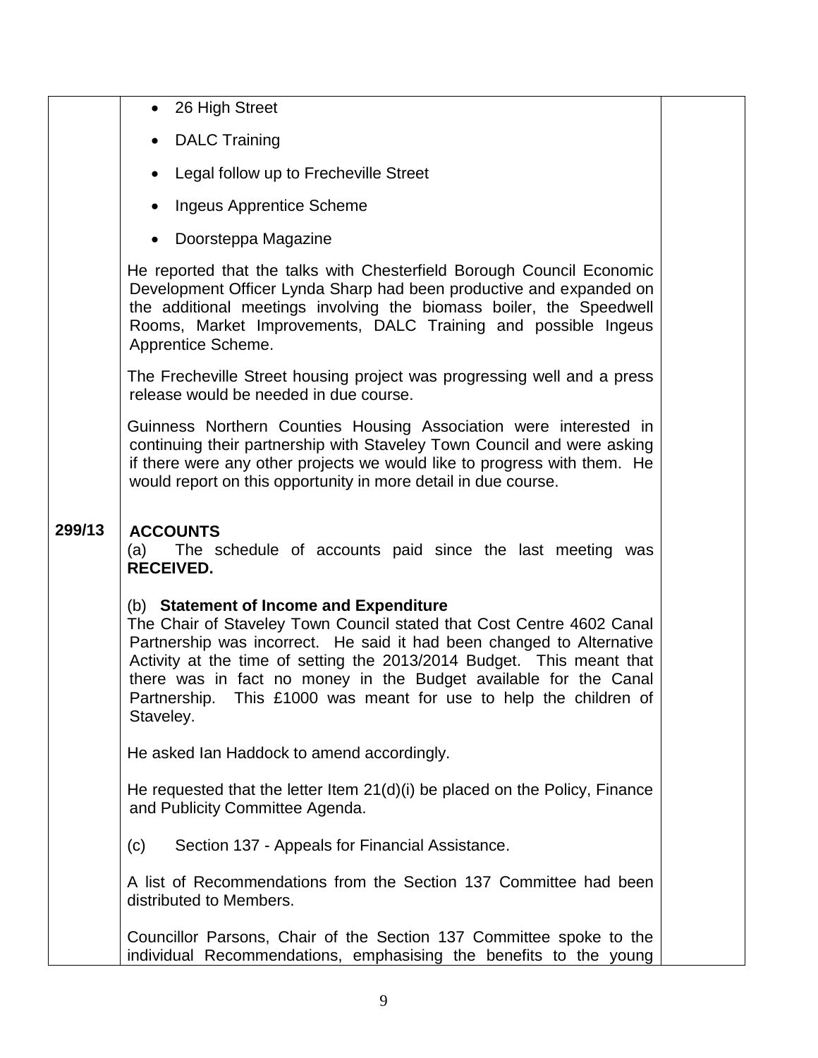- 26 High Street
- DALC Training
- Legal follow up to Frecheville Street
- Ingeus Apprentice Scheme
- Doorsteppa Magazine

He reported that the talks with Chesterfield Borough Council Economic Development Officer Lynda Sharp had been productive and expanded on the additional meetings involving the biomass boiler, the Speedwell Rooms, Market Improvements, DALC Training and possible Ingeus Apprentice Scheme.

The Frecheville Street housing project was progressing well and a press release would be needed in due course.

Guinness Northern Counties Housing Association were interested in continuing their partnership with Staveley Town Council and were asking if there were any other projects we would like to progress with them. He would report on this opportunity in more detail in due course.

**299/13** **ACCOUNTS**

(a) The schedule of accounts paid since the last meeting was **RECEIVED.**

(b) **Statement of Income and Expenditure**

The Chair of Staveley Town Council stated that Cost Centre 4602 Canal Partnership was incorrect. He said it had been changed to Alternative Activity at the time of setting the 2013/2014 Budget. This meant that there was in fact no money in the Budget available for the Canal Partnership. This £1000 was meant for use to help the children of Staveley.

He asked Ian Haddock to amend accordingly.

He requested that the letter Item 21(d)(i) be placed on the Policy, Finance and Publicity Committee Agenda.

(c) Section 137 - Appeals for Financial Assistance.

A list of Recommendations from the Section 137 Committee had been distributed to Members.

Councillor Parsons, Chair of the Section 137 Committee spoke to the individual Recommendations, emphasising the benefits to the young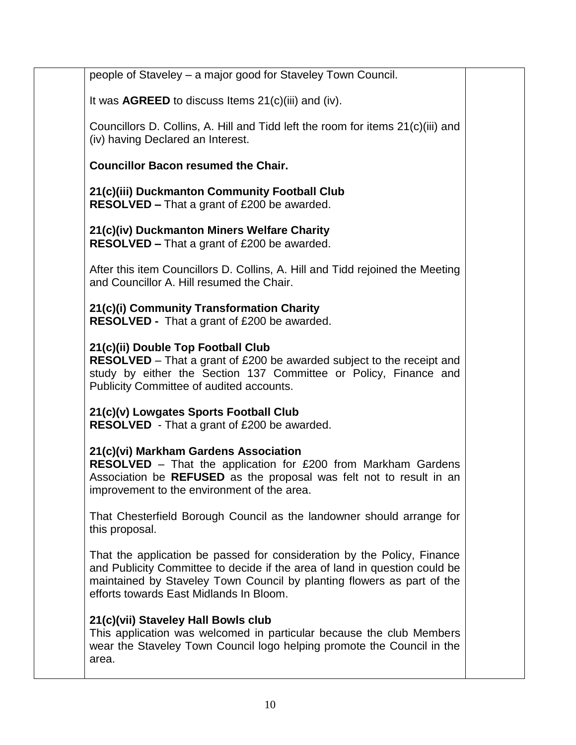people of Staveley – a major good for Staveley Town Council.

It was **AGREED** to discuss Items 21(c)(iii) and (iv).

Councillors D. Collins, A. Hill and Tidd left the room for items 21(c)(iii) and (iv) having Declared an Interest.

**Councillor Bacon resumed the Chair.**

**21(c)(iii) Duckmanton Community Football Club**
**RESOLVED –** That a grant of £200 be awarded.

**21(c)(iv) Duckmanton Miners Welfare Charity**
**RESOLVED –** That a grant of £200 be awarded.

After this item Councillors D. Collins, A. Hill and Tidd rejoined the Meeting and Councillor A. Hill resumed the Chair.

**21(c)(i) Community Transformation Charity**
**RESOLVED -** That a grant of £200 be awarded.

**21(c)(ii) Double Top Football Club**
**RESOLVED** – That a grant of £200 be awarded subject to the receipt and study by either the Section 137 Committee or Policy, Finance and Publicity Committee of audited accounts.

**21(c)(v) Lowgates Sports Football Club**
**RESOLVED** - That a grant of £200 be awarded.

**21(c)(vi) Markham Gardens Association**
**RESOLVED** – That the application for £200 from Markham Gardens Association be **REFUSED** as the proposal was felt not to result in an improvement to the environment of the area.

That Chesterfield Borough Council as the landowner should arrange for this proposal.

That the application be passed for consideration by the Policy, Finance and Publicity Committee to decide if the area of land in question could be maintained by Staveley Town Council by planting flowers as part of the efforts towards East Midlands In Bloom.

**21(c)(vii) Staveley Hall Bowls club**
This application was welcomed in particular because the club Members wear the Staveley Town Council logo helping promote the Council in the area.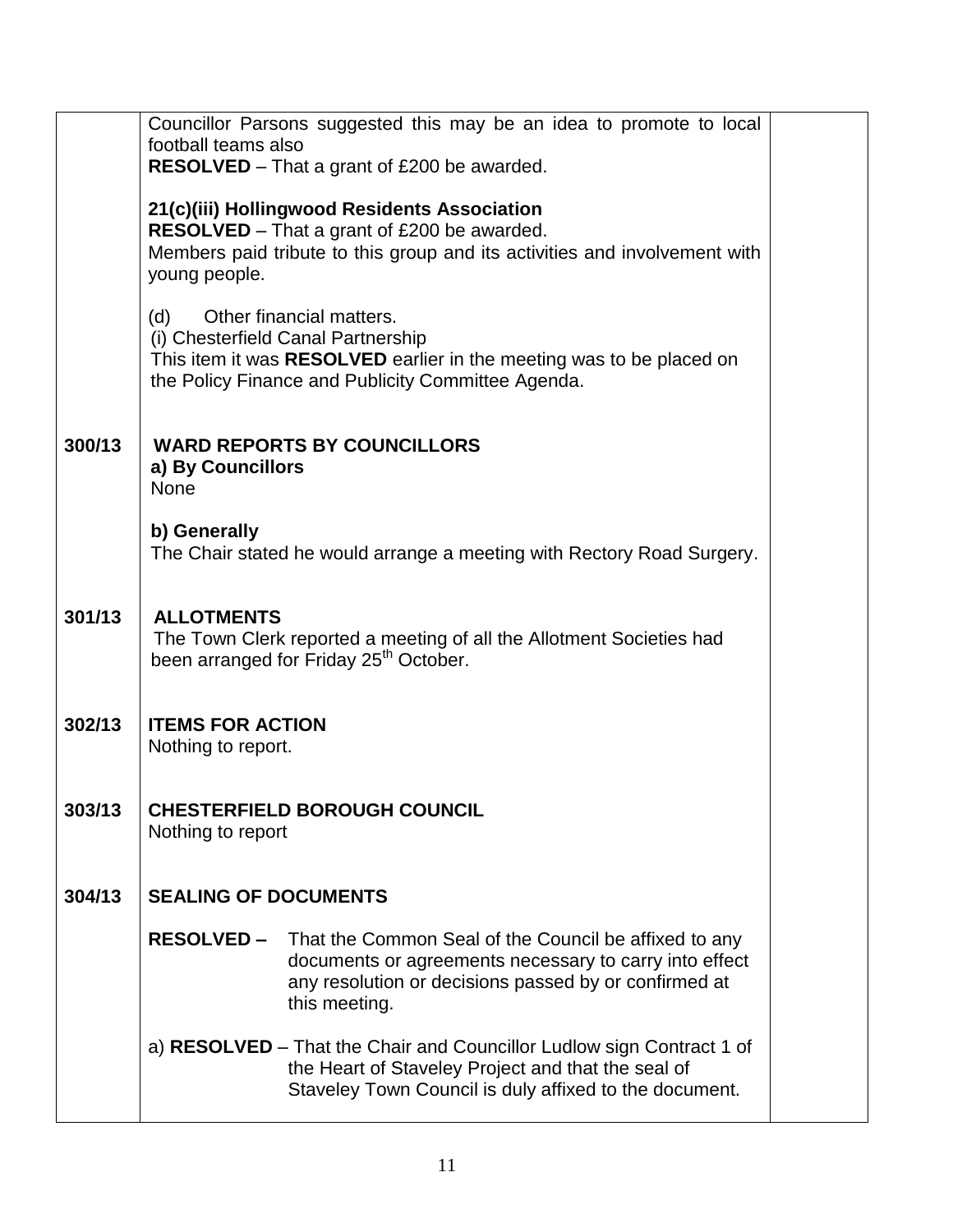| | | |
|---|---|---|
| | Councillor Parsons suggested this may be an idea to promote to local football teams also<br>**RESOLVED** – That a grant of £200 be awarded.<br><br>**21(c)(iii) Hollingwood Residents Association**<br>**RESOLVED** – That a grant of £200 be awarded.<br>Members paid tribute to this group and its activities and involvement with young people.<br><br>(d) Other financial matters.<br>(i) Chesterfield Canal Partnership<br>This item it was **RESOLVED** earlier in the meeting was to be placed on the Policy Finance and Publicity Committee Agenda. | |
| **300/13** | **WARD REPORTS BY COUNCILLORS**<br>**a) By Councillors**<br>None<br><br>**b) Generally**<br>The Chair stated he would arrange a meeting with Rectory Road Surgery. | |
| **301/13** | **ALLOTMENTS**<br>The Town Clerk reported a meeting of all the Allotment Societies had been arranged for Friday 25th October. | |
| **302/13** | **ITEMS FOR ACTION**<br>Nothing to report. | |
| **303/13** | **CHESTERFIELD BOROUGH COUNCIL**<br>Nothing to report | |
| **304/13** | **SEALING OF DOCUMENTS**<br><br>**RESOLVED –** That the Common Seal of the Council be affixed to any documents or agreements necessary to carry into effect any resolution or decisions passed by or confirmed at this meeting.<br><br>a) **RESOLVED** – That the Chair and Councillor Ludlow sign Contract 1 of the Heart of Staveley Project and that the seal of Staveley Town Council is duly affixed to the document. | |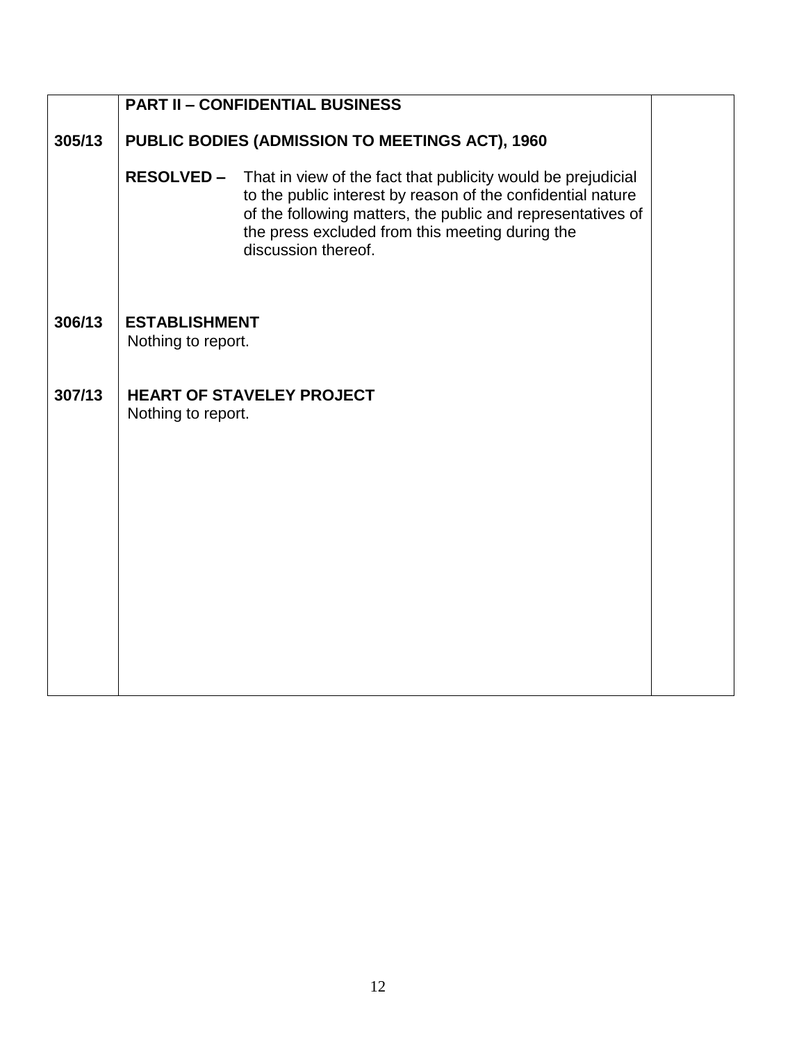| | | |
|---|---|---|
| | **PART II – CONFIDENTIAL BUSINESS** | |
| **305/13** | **PUBLIC BODIES (ADMISSION TO MEETINGS ACT), 1960**<br><br>**RESOLVED –** That in view of the fact that publicity would be prejudicial to the public interest by reason of the confidential nature of the following matters, the public and representatives of the press excluded from this meeting during the discussion thereof. | |
| **306/13** | **ESTABLISHMENT**<br>Nothing to report. | |
| **307/13** | **HEART OF STAVELEY PROJECT**<br>Nothing to report. | |